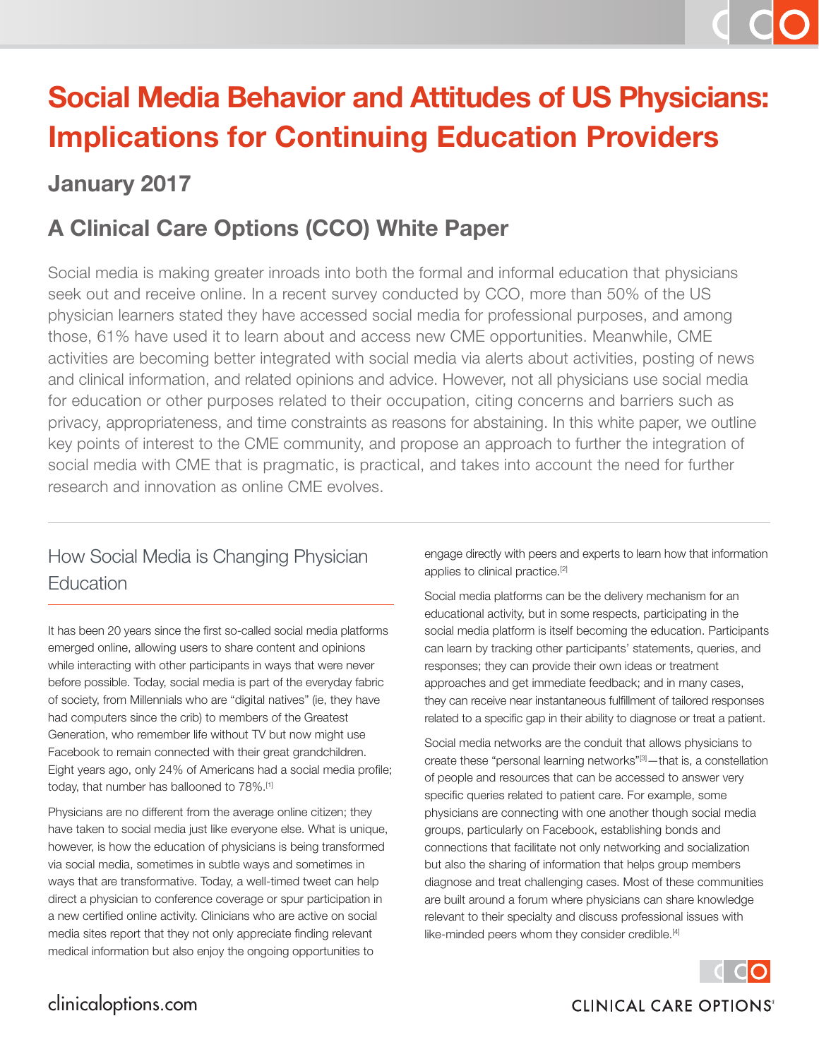# Social Media Behavior and Attitudes of US Physicians: Implications for Continuing Education Providers

## January 2017

## A Clinical Care Options (CCO) White Paper

Social media is making greater inroads into both the formal and informal education that physicians seek out and receive online. In a recent survey conducted by CCO, more than 50% of the US physician learners stated they have accessed social media for professional purposes, and among those, 61% have used it to learn about and access new CME opportunities. Meanwhile, CME activities are becoming better integrated with social media via alerts about activities, posting of news and clinical information, and related opinions and advice. However, not all physicians use social media for education or other purposes related to their occupation, citing concerns and barriers such as privacy, appropriateness, and time constraints as reasons for abstaining. In this white paper, we outline key points of interest to the CME community, and propose an approach to further the integration of social media with CME that is pragmatic, is practical, and takes into account the need for further research and innovation as online CME evolves.

### How Social Media is Changing Physician Education

It has been 20 years since the first so-called social media platforms emerged online, allowing users to share content and opinions while interacting with other participants in ways that were never before possible. Today, social media is part of the everyday fabric of society, from Millennials who are "digital natives" (ie, they have had computers since the crib) to members of the Greatest Generation, who remember life without TV but now might use Facebook to remain connected with their great grandchildren. Eight years ago, only 24% of Americans had a social media profile; today, that number has ballooned to 78%.[1]

Physicians are no different from the average online citizen; they have taken to social media just like everyone else. What is unique, however, is how the education of physicians is being transformed via social media, sometimes in subtle ways and sometimes in ways that are transformative. Today, a well-timed tweet can help direct a physician to conference coverage or spur participation in a new certified online activity. Clinicians who are active on social media sites report that they not only appreciate finding relevant medical information but also enjoy the ongoing opportunities to engage directly with peers and experts to learn how that information applies to clinical practice.[2]

Social media platforms can be the delivery mechanism for an educational activity, but in some respects, participating in the social media platform is itself becoming the education. Participants can learn by tracking other participants' statements, queries, and responses; they can provide their own ideas or treatment approaches and get immediate feedback; and in many cases, they can receive near instantaneous fulfillment of tailored responses related to a specific gap in their ability to diagnose or treat a patient.

Social media networks are the conduit that allows physicians to create these "personal learning networks"[3]—that is, a constellation of people and resources that can be accessed to answer very specific queries related to patient care. For example, some physicians are connecting with one another though social media groups, particularly on Facebook, establishing bonds and connections that facilitate not only networking and socialization but also the sharing of information that helps group members diagnose and treat challenging cases. Most of these communities are built around a forum where physicians can share knowledge relevant to their specialty and discuss professional issues with like-minded peers whom they consider credible.[4]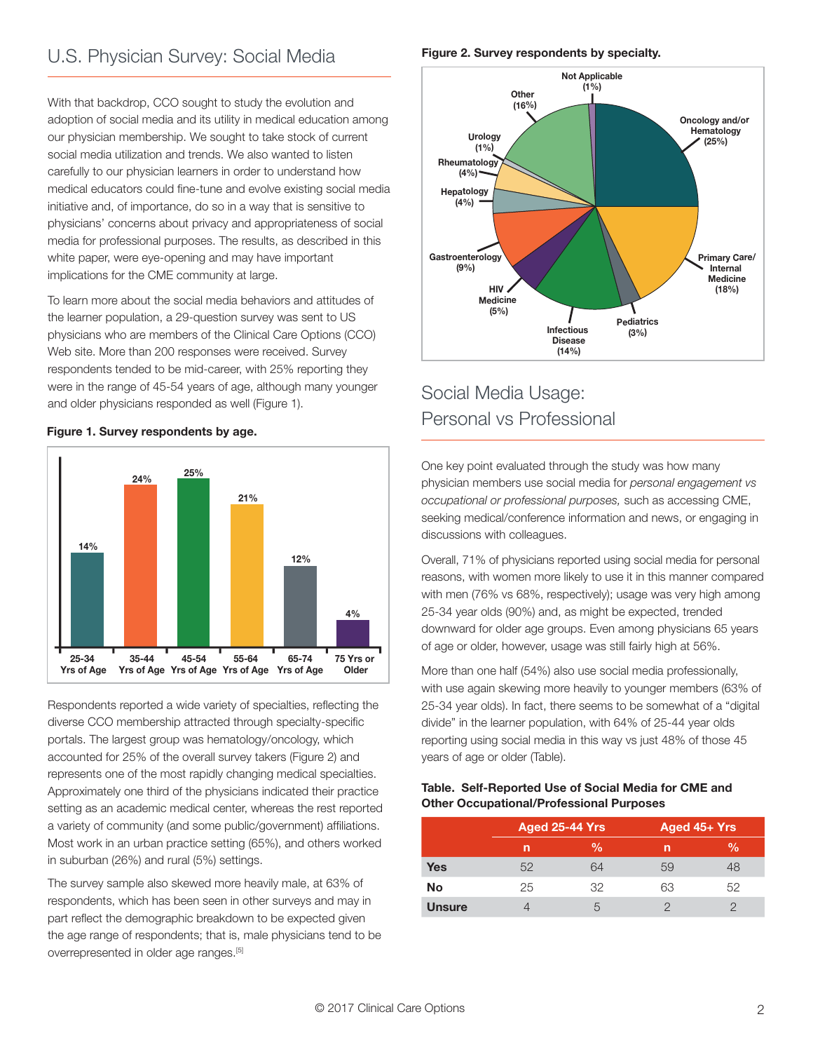## U.S. Physician Survey: Social Media

With that backdrop, CCO sought to study the evolution and adoption of social media and its utility in medical education among our physician membership. We sought to take stock of current social media utilization and trends. We also wanted to listen carefully to our physician learners in order to understand how medical educators could fine-tune and evolve existing social media initiative and, of importance, do so in a way that is sensitive to physicians' concerns about privacy and appropriateness of social media for professional purposes. The results, as described in this white paper, were eye-opening and may have important implications for the CME community at large.

To learn more about the social media behaviors and attitudes of the learner population, a 29-question survey was sent to US physicians who are members of the Clinical Care Options (CCO) Web site. More than 200 responses were received. Survey respondents tended to be mid-career, with 25% reporting they were in the range of 45-54 years of age, although many younger and older physicians responded as well (Figure 1).

**Figure 1. Survey respondents by age.**

| Age | % |
|---|---|
| 25-34 Yrs of Age | 14% |
| 35-44 Yrs of Age | 24% |
| 45-54 Yrs of Age | 25% |
| 55-64 Yrs of Age | 21% |
| 65-74 Yrs of Age | 12% |
| 75 Yrs or Older | 4% |

Respondents reported a wide variety of specialties, reflecting the diverse CCO membership attracted through specialty-specific portals. The largest group was hematology/oncology, which accounted for 25% of the overall survey takers (Figure 2) and represents one of the most rapidly changing medical specialties. Approximately one third of the physicians indicated their practice setting as an academic medical center, whereas the rest reported a variety of community (and some public/government) affiliations. Most work in an urban practice setting (65%), and others worked in suburban (26%) and rural (5%) settings.

The survey sample also skewed more heavily male, at 63% of respondents, which has been seen in other surveys and may in part reflect the demographic breakdown to be expected given the age range of respondents; that is, male physicians tend to be overrepresented in older age ranges.[5]

**Figure 2. Survey respondents by specialty.**

| Specialty | % |
|---|---|
| Oncology and/or Hematology | 25% |
| Primary Care/ Internal Medicine | 18% |
| Pediatrics | 3% |
| Infectious Disease | 14% |
| HIV Medicine | 5% |
| Gastroenterology | 9% |
| Hepatology | 4% |
| Rheumatology | 4% |
| Urology | 1% |
| Other | 16% |
| Not Applicable | 1% |

## Social Media Usage: Personal vs Professional

One key point evaluated through the study was how many physician members use social media for *personal engagement vs occupational or professional purposes,* such as accessing CME, seeking medical/conference information and news, or engaging in discussions with colleagues.

Overall, 71% of physicians reported using social media for personal reasons, with women more likely to use it in this manner compared with men (76% vs 68%, respectively); usage was very high among 25-34 year olds (90%) and, as might be expected, trended downward for older age groups. Even among physicians 65 years of age or older, however, usage was still fairly high at 56%.

More than one half (54%) also use social media professionally, with use again skewing more heavily to younger members (63% of 25-34 year olds). In fact, there seems to be somewhat of a "digital divide" in the learner population, with 64% of 25-44 year olds reporting using social media in this way vs just 48% of those 45 years of age or older (Table).

**Table. Self-Reported Use of Social Media for CME and Other Occupational/Professional Purposes**

| | Aged 25-44 Yrs | | Aged 45+ Yrs | |
|---|---|---|---|---|
| | n | % | n | % |
| **Yes** | 52 | 64 | 59 | 48 |
| **No** | 25 | 32 | 63 | 52 |
| **Unsure** | 4 | 5 | 2 | 2 |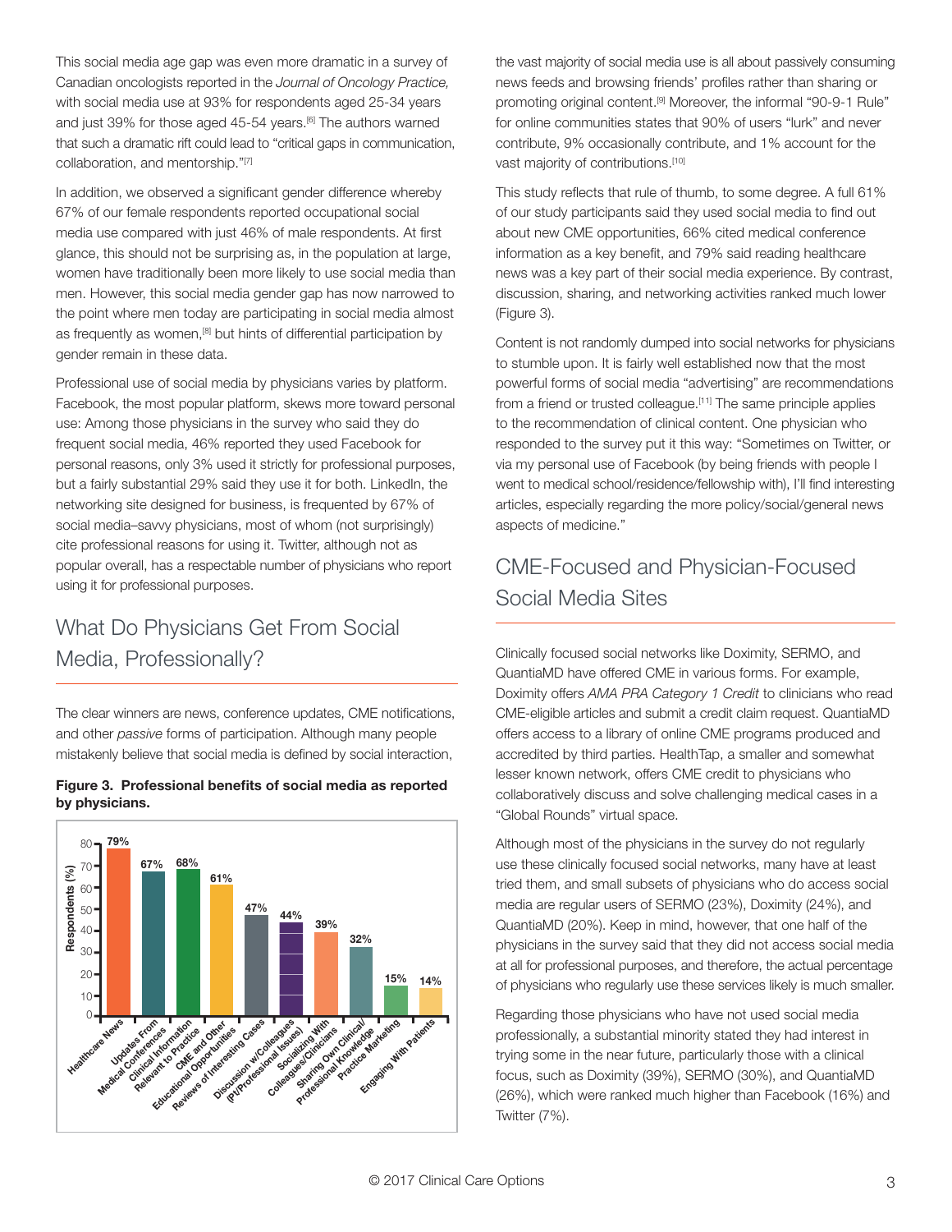This social media age gap was even more dramatic in a survey of Canadian oncologists reported in the *Journal of Oncology Practice,* with social media use at 93% for respondents aged 25-34 years and just 39% for those aged 45-54 years.[6] The authors warned that such a dramatic rift could lead to "critical gaps in communication, collaboration, and mentorship."[7]

In addition, we observed a significant gender difference whereby 67% of our female respondents reported occupational social media use compared with just 46% of male respondents. At first glance, this should not be surprising as, in the population at large, women have traditionally been more likely to use social media than men. However, this social media gender gap has now narrowed to the point where men today are participating in social media almost as frequently as women,[8] but hints of differential participation by gender remain in these data.

Professional use of social media by physicians varies by platform. Facebook, the most popular platform, skews more toward personal use: Among those physicians in the survey who said they do frequent social media, 46% reported they used Facebook for personal reasons, only 3% used it strictly for professional purposes, but a fairly substantial 29% said they use it for both. LinkedIn, the networking site designed for business, is frequented by 67% of social media–savvy physicians, most of whom (not surprisingly) cite professional reasons for using it. Twitter, although not as popular overall, has a respectable number of physicians who report using it for professional purposes.

## What Do Physicians Get From Social Media, Professionally?

The clear winners are news, conference updates, CME notifications, and other *passive* forms of participation. Although many people mistakenly believe that social media is defined by social interaction, the vast majority of social media use is all about passively consuming news feeds and browsing friends' profiles rather than sharing or promoting original content.[9] Moreover, the informal "90-9-1 Rule" for online communities states that 90% of users "lurk" and never contribute, 9% occasionally contribute, and 1% account for the vast majority of contributions.[10]

**Figure 3. Professional benefits of social media as reported by physicians.**

| Benefit | Respondents (%) |
|---|---|
| Healthcare News | 79% |
| Updates From Medical Conferences | 67% |
| Clinical Information Relevant to Practice | 68% |
| CME and Other Educational Opportunities | 61% |
| Reviews of Interesting Cases | 47% |
| Discussion w/Colleagues (Pt/Professional Issues) | 44% |
| Socializing With Colleagues/Clinicians | 39% |
| Sharing Own Clinical/Professional Knowledge | 32% |
| Practice Marketing | 15% |
| Engaging With Patients | 14% |

This study reflects that rule of thumb, to some degree. A full 61% of our study participants said they used social media to find out about new CME opportunities, 66% cited medical conference information as a key benefit, and 79% said reading healthcare news was a key part of their social media experience. By contrast, discussion, sharing, and networking activities ranked much lower (Figure 3).

Content is not randomly dumped into social networks for physicians to stumble upon. It is fairly well established now that the most powerful forms of social media "advertising" are recommendations from a friend or trusted colleague.[11] The same principle applies to the recommendation of clinical content. One physician who responded to the survey put it this way: "Sometimes on Twitter, or via my personal use of Facebook (by being friends with people I went to medical school/residence/fellowship with), I'll find interesting articles, especially regarding the more policy/social/general news aspects of medicine."

## CME-Focused and Physician-Focused Social Media Sites

Clinically focused social networks like Doximity, SERMO, and QuantiaMD have offered CME in various forms. For example, Doximity offers *AMA PRA Category 1 Credit* to clinicians who read CME-eligible articles and submit a credit claim request. QuantiaMD offers access to a library of online CME programs produced and accredited by third parties. HealthTap, a smaller and somewhat lesser known network, offers CME credit to physicians who collaboratively discuss and solve challenging medical cases in a "Global Rounds" virtual space.

Although most of the physicians in the survey do not regularly use these clinically focused social networks, many have at least tried them, and small subsets of physicians who do access social media are regular users of SERMO (23%), Doximity (24%), and QuantiaMD (20%). Keep in mind, however, that one half of the physicians in the survey said that they did not access social media at all for professional purposes, and therefore, the actual percentage of physicians who regularly use these services likely is much smaller.

Regarding those physicians who have not used social media professionally, a substantial minority stated they had interest in trying some in the near future, particularly those with a clinical focus, such as Doximity (39%), SERMO (30%), and QuantiaMD (26%), which were ranked much higher than Facebook (16%) and Twitter (7%).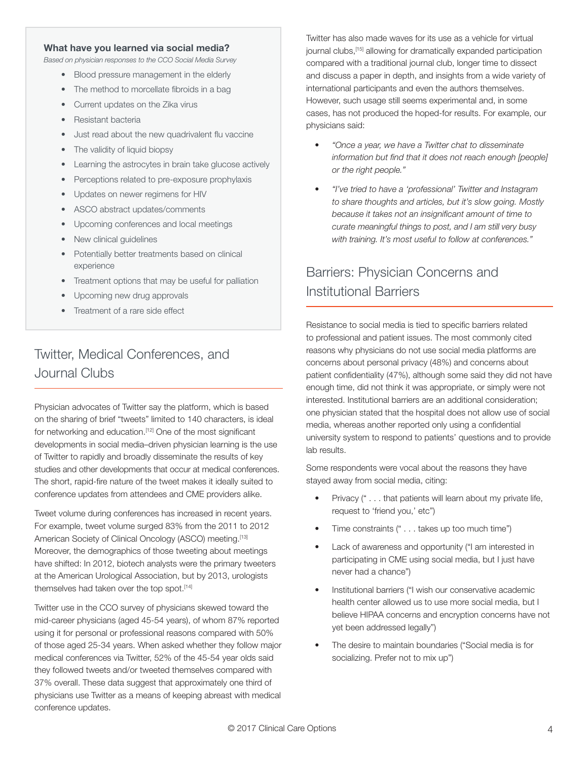**What have you learned via social media?**

*Based on physician responses to the CCO Social Media Survey*

- Blood pressure management in the elderly
- The method to morcellate fibroids in a bag
- Current updates on the Zika virus
- Resistant bacteria
- Just read about the new quadrivalent flu vaccine
- The validity of liquid biopsy
- Learning the astrocytes in brain take glucose actively
- Perceptions related to pre-exposure prophylaxis
- Updates on newer regimens for HIV
- ASCO abstract updates/comments
- Upcoming conferences and local meetings
- New clinical guidelines
- Potentially better treatments based on clinical experience
- Treatment options that may be useful for palliation
- Upcoming new drug approvals
- Treatment of a rare side effect

## Twitter, Medical Conferences, and Journal Clubs

Physician advocates of Twitter say the platform, which is based on the sharing of brief "tweets" limited to 140 characters, is ideal for networking and education.[12] One of the most significant developments in social media–driven physician learning is the use of Twitter to rapidly and broadly disseminate the results of key studies and other developments that occur at medical conferences. The short, rapid-fire nature of the tweet makes it ideally suited to conference updates from attendees and CME providers alike.

Tweet volume during conferences has increased in recent years. For example, tweet volume surged 83% from the 2011 to 2012 American Society of Clinical Oncology (ASCO) meeting.[13] Moreover, the demographics of those tweeting about meetings have shifted: In 2012, biotech analysts were the primary tweeters at the American Urological Association, but by 2013, urologists themselves had taken over the top spot.[14]

Twitter use in the CCO survey of physicians skewed toward the mid-career physicians (aged 45-54 years), of whom 87% reported using it for personal or professional reasons compared with 50% of those aged 25-34 years. When asked whether they follow major medical conferences via Twitter, 52% of the 45-54 year olds said they followed tweets and/or tweeted themselves compared with 37% overall. These data suggest that approximately one third of physicians use Twitter as a means of keeping abreast with medical conference updates.

Twitter has also made waves for its use as a vehicle for virtual journal clubs,[15] allowing for dramatically expanded participation compared with a traditional journal club, longer time to dissect and discuss a paper in depth, and insights from a wide variety of international participants and even the authors themselves. However, such usage still seems experimental and, in some cases, has not produced the hoped-for results. For example, our physicians said:

- *"Once a year, we have a Twitter chat to disseminate information but find that it does not reach enough [people] or the right people."*
- *"I've tried to have a 'professional' Twitter and Instagram to share thoughts and articles, but it's slow going. Mostly because it takes not an insignificant amount of time to curate meaningful things to post, and I am still very busy with training. It's most useful to follow at conferences."*

## Barriers: Physician Concerns and Institutional Barriers

Resistance to social media is tied to specific barriers related to professional and patient issues. The most commonly cited reasons why physicians do not use social media platforms are concerns about personal privacy (48%) and concerns about patient confidentiality (47%), although some said they did not have enough time, did not think it was appropriate, or simply were not interested. Institutional barriers are an additional consideration; one physician stated that the hospital does not allow use of social media, whereas another reported only using a confidential university system to respond to patients' questions and to provide lab results.

Some respondents were vocal about the reasons they have stayed away from social media, citing:

- Privacy (" . . . that patients will learn about my private life, request to 'friend you,' etc")
- Time constraints (" . . . takes up too much time")
- Lack of awareness and opportunity ("I am interested in participating in CME using social media, but I just have never had a chance")
- Institutional barriers ("I wish our conservative academic health center allowed us to use more social media, but I believe HIPAA concerns and encryption concerns have not yet been addressed legally")
- The desire to maintain boundaries ("Social media is for socializing. Prefer not to mix up")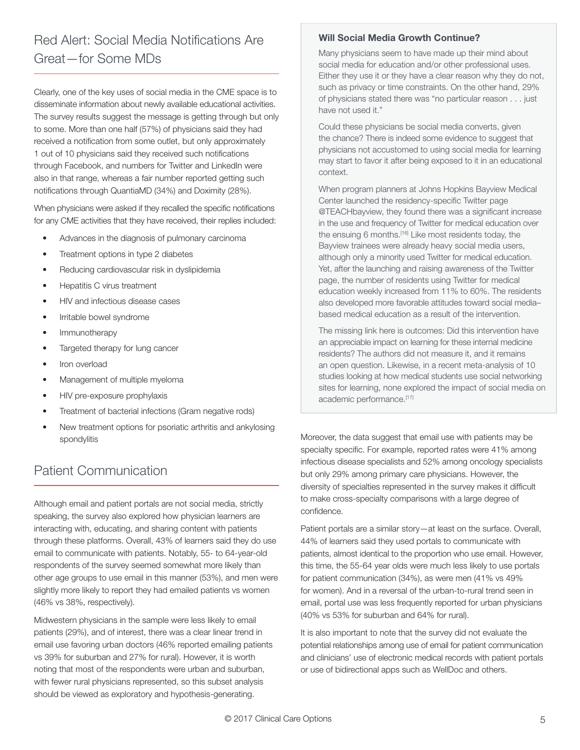## Red Alert: Social Media Notifications Are Great—for Some MDs

Clearly, one of the key uses of social media in the CME space is to disseminate information about newly available educational activities. The survey results suggest the message is getting through but only to some. More than one half (57%) of physicians said they had received a notification from some outlet, but only approximately 1 out of 10 physicians said they received such notifications through Facebook, and numbers for Twitter and LinkedIn were also in that range, whereas a fair number reported getting such notifications through QuantiaMD (34%) and Doximity (28%).

When physicians were asked if they recalled the specific notifications for any CME activities that they have received, their replies included:

- Advances in the diagnosis of pulmonary carcinoma
- Treatment options in type 2 diabetes
- Reducing cardiovascular risk in dyslipidemia
- Hepatitis C virus treatment
- HIV and infectious disease cases
- Irritable bowel syndrome
- Immunotherapy
- Targeted therapy for lung cancer
- Iron overload
- Management of multiple myeloma
- HIV pre-exposure prophylaxis
- Treatment of bacterial infections (Gram negative rods)
- New treatment options for psoriatic arthritis and ankylosing spondylitis

### Will Social Media Growth Continue?

Many physicians seem to have made up their mind about social media for education and/or other professional uses. Either they use it or they have a clear reason why they do not, such as privacy or time constraints. On the other hand, 29% of physicians stated there was "no particular reason . . . just have not used it."

Could these physicians be social media converts, given the chance? There is indeed some evidence to suggest that physicians not accustomed to using social media for learning may start to favor it after being exposed to it in an educational context.

When program planners at Johns Hopkins Bayview Medical Center launched the residency-specific Twitter page @TEACHbayview, they found there was a significant increase in the use and frequency of Twitter for medical education over the ensuing 6 months.[16] Like most residents today, the Bayview trainees were already heavy social media users, although only a minority used Twitter for medical education. Yet, after the launching and raising awareness of the Twitter page, the number of residents using Twitter for medical education weekly increased from 11% to 60%. The residents also developed more favorable attitudes toward social media–based medical education as a result of the intervention.

The missing link here is outcomes: Did this intervention have an appreciable impact on learning for these internal medicine residents? The authors did not measure it, and it remains an open question. Likewise, in a recent meta-analysis of 10 studies looking at how medical students use social networking sites for learning, none explored the impact of social media on academic performance.[17]

## Patient Communication

Although email and patient portals are not social media, strictly speaking, the survey also explored how physician learners are interacting with, educating, and sharing content with patients through these platforms. Overall, 43% of learners said they do use email to communicate with patients. Notably, 55- to 64-year-old respondents of the survey seemed somewhat more likely than other age groups to use email in this manner (53%), and men were slightly more likely to report they had emailed patients vs women (46% vs 38%, respectively).

Midwestern physicians in the sample were less likely to email patients (29%), and of interest, there was a clear linear trend in email use favoring urban doctors (46% reported emailing patients vs 39% for suburban and 27% for rural). However, it is worth noting that most of the respondents were urban and suburban, with fewer rural physicians represented, so this subset analysis should be viewed as exploratory and hypothesis-generating.

Moreover, the data suggest that email use with patients may be specialty specific. For example, reported rates were 41% among infectious disease specialists and 52% among oncology specialists but only 29% among primary care physicians. However, the diversity of specialties represented in the survey makes it difficult to make cross-specialty comparisons with a large degree of confidence.

Patient portals are a similar story—at least on the surface. Overall, 44% of learners said they used portals to communicate with patients, almost identical to the proportion who use email. However, this time, the 55-64 year olds were much less likely to use portals for patient communication (34%), as were men (41% vs 49% for women). And in a reversal of the urban-to-rural trend seen in email, portal use was less frequently reported for urban physicians (40% vs 53% for suburban and 64% for rural).

It is also important to note that the survey did not evaluate the potential relationships among use of email for patient communication and clinicians' use of electronic medical records with patient portals or use of bidirectional apps such as WellDoc and others.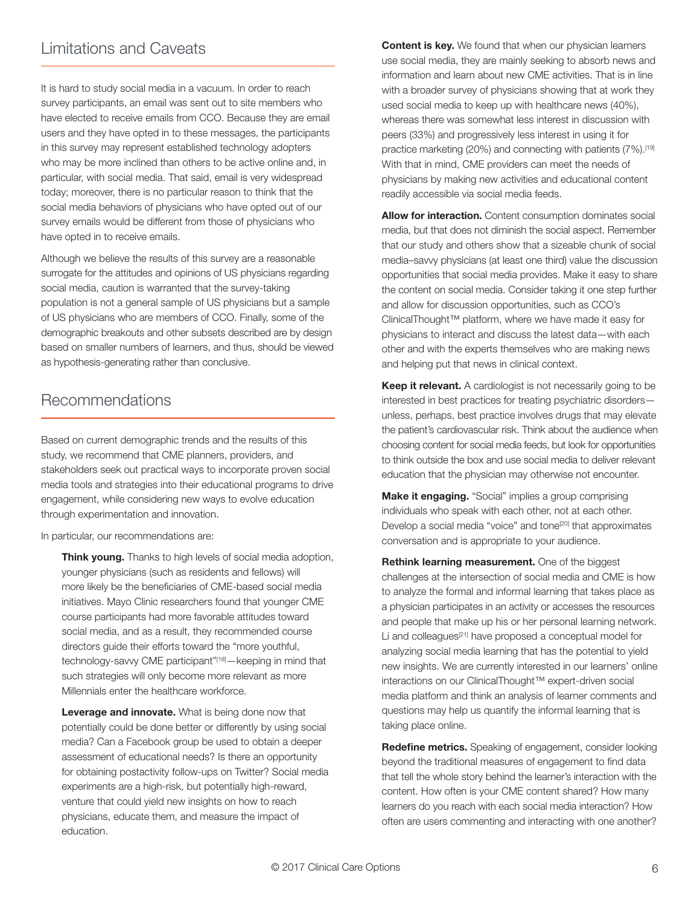## Limitations and Caveats

It is hard to study social media in a vacuum. In order to reach survey participants, an email was sent out to site members who have elected to receive emails from CCO. Because they are email users and they have opted in to these messages, the participants in this survey may represent established technology adopters who may be more inclined than others to be active online and, in particular, with social media. That said, email is very widespread today; moreover, there is no particular reason to think that the social media behaviors of physicians who have opted out of our survey emails would be different from those of physicians who have opted in to receive emails.

Although we believe the results of this survey are a reasonable surrogate for the attitudes and opinions of US physicians regarding social media, caution is warranted that the survey-taking population is not a general sample of US physicians but a sample of US physicians who are members of CCO. Finally, some of the demographic breakouts and other subsets described are by design based on smaller numbers of learners, and thus, should be viewed as hypothesis-generating rather than conclusive.

## Recommendations

Based on current demographic trends and the results of this study, we recommend that CME planners, providers, and stakeholders seek out practical ways to incorporate proven social media tools and strategies into their educational programs to drive engagement, while considering new ways to evolve education through experimentation and innovation.

In particular, our recommendations are:

**Think young.** Thanks to high levels of social media adoption, younger physicians (such as residents and fellows) will more likely be the beneficiaries of CME-based social media initiatives. Mayo Clinic researchers found that younger CME course participants had more favorable attitudes toward social media, and as a result, they recommended course directors guide their efforts toward the "more youthful, technology-savvy CME participant"[18]—keeping in mind that such strategies will only become more relevant as more Millennials enter the healthcare workforce.

**Leverage and innovate.** What is being done now that potentially could be done better or differently by using social media? Can a Facebook group be used to obtain a deeper assessment of educational needs? Is there an opportunity for obtaining postactivity follow-ups on Twitter? Social media experiments are a high-risk, but potentially high-reward, venture that could yield new insights on how to reach physicians, educate them, and measure the impact of education.

**Content is key.** We found that when our physician learners use social media, they are mainly seeking to absorb news and information and learn about new CME activities. That is in line with a broader survey of physicians showing that at work they used social media to keep up with healthcare news (40%), whereas there was somewhat less interest in discussion with peers (33%) and progressively less interest in using it for practice marketing (20%) and connecting with patients (7%).[19] With that in mind, CME providers can meet the needs of physicians by making new activities and educational content readily accessible via social media feeds.

**Allow for interaction.** Content consumption dominates social media, but that does not diminish the social aspect. Remember that our study and others show that a sizeable chunk of social media–savvy physicians (at least one third) value the discussion opportunities that social media provides. Make it easy to share the content on social media. Consider taking it one step further and allow for discussion opportunities, such as CCO's ClinicalThought™ platform, where we have made it easy for physicians to interact and discuss the latest data—with each other and with the experts themselves who are making news and helping put that news in clinical context.

**Keep it relevant.** A cardiologist is not necessarily going to be interested in best practices for treating psychiatric disorders—unless, perhaps, best practice involves drugs that may elevate the patient's cardiovascular risk. Think about the audience when choosing content for social media feeds, but look for opportunities to think outside the box and use social media to deliver relevant education that the physician may otherwise not encounter.

**Make it engaging.** "Social" implies a group comprising individuals who speak with each other, not at each other. Develop a social media "voice" and tone[20] that approximates conversation and is appropriate to your audience.

**Rethink learning measurement.** One of the biggest challenges at the intersection of social media and CME is how to analyze the formal and informal learning that takes place as a physician participates in an activity or accesses the resources and people that make up his or her personal learning network. Li and colleagues[21] have proposed a conceptual model for analyzing social media learning that has the potential to yield new insights. We are currently interested in our learners' online interactions on our ClinicalThought™ expert-driven social media platform and think an analysis of learner comments and questions may help us quantify the informal learning that is taking place online.

**Redefine metrics.** Speaking of engagement, consider looking beyond the traditional measures of engagement to find data that tell the whole story behind the learner's interaction with the content. How often is your CME content shared? How many learners do you reach with each social media interaction? How often are users commenting and interacting with one another?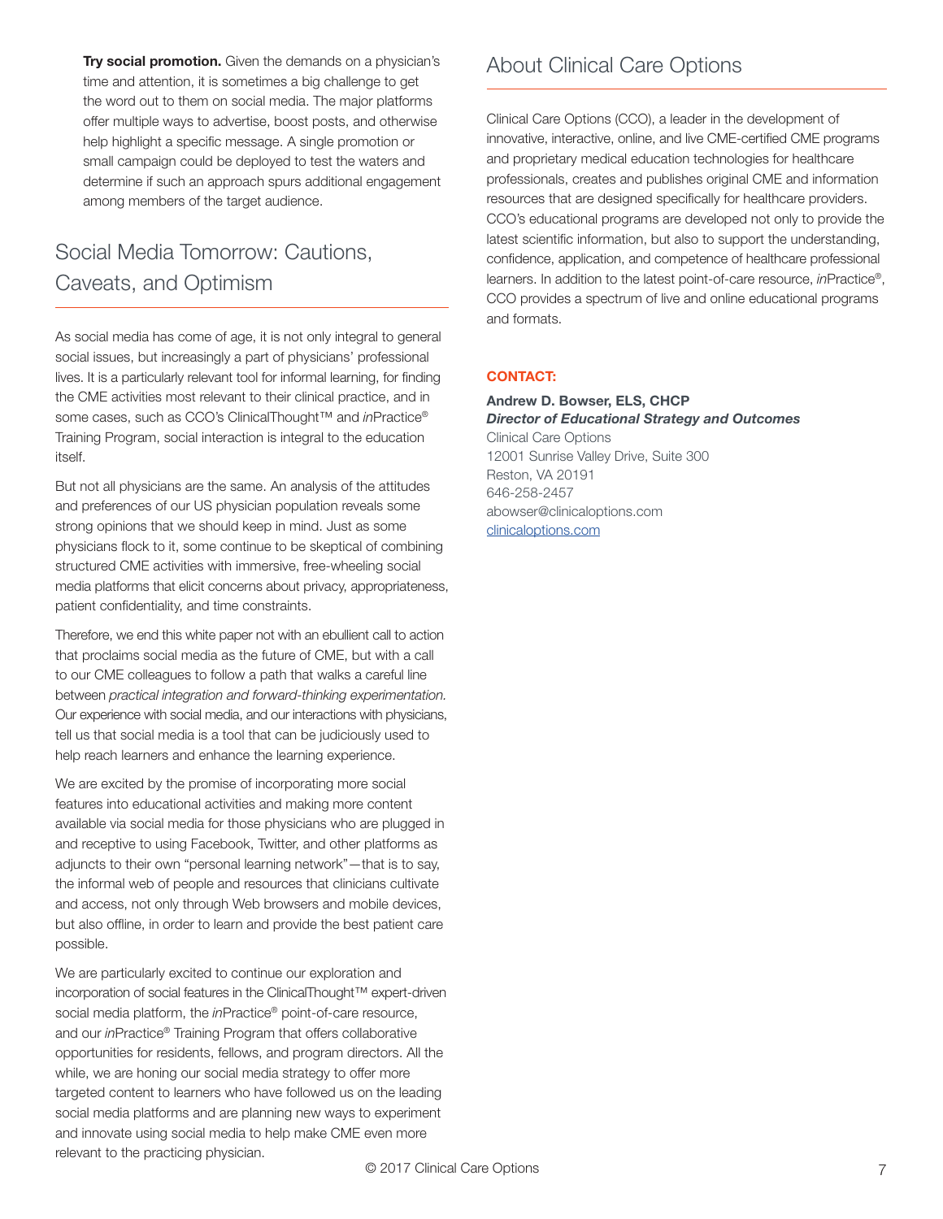**Try social promotion.** Given the demands on a physician's time and attention, it is sometimes a big challenge to get the word out to them on social media. The major platforms offer multiple ways to advertise, boost posts, and otherwise help highlight a specific message. A single promotion or small campaign could be deployed to test the waters and determine if such an approach spurs additional engagement among members of the target audience.

## Social Media Tomorrow: Cautions, Caveats, and Optimism

As social media has come of age, it is not only integral to general social issues, but increasingly a part of physicians' professional lives. It is a particularly relevant tool for informal learning, for finding the CME activities most relevant to their clinical practice, and in some cases, such as CCO's ClinicalThought™ and *in*Practice® Training Program, social interaction is integral to the education itself.

But not all physicians are the same. An analysis of the attitudes and preferences of our US physician population reveals some strong opinions that we should keep in mind. Just as some physicians flock to it, some continue to be skeptical of combining structured CME activities with immersive, free-wheeling social media platforms that elicit concerns about privacy, appropriateness, patient confidentiality, and time constraints.

Therefore, we end this white paper not with an ebullient call to action that proclaims social media as the future of CME, but with a call to our CME colleagues to follow a path that walks a careful line between *practical integration and forward-thinking experimentation.* Our experience with social media, and our interactions with physicians, tell us that social media is a tool that can be judiciously used to help reach learners and enhance the learning experience.

We are excited by the promise of incorporating more social features into educational activities and making more content available via social media for those physicians who are plugged in and receptive to using Facebook, Twitter, and other platforms as adjuncts to their own "personal learning network"—that is to say, the informal web of people and resources that clinicians cultivate and access, not only through Web browsers and mobile devices, but also offline, in order to learn and provide the best patient care possible.

We are particularly excited to continue our exploration and incorporation of social features in the ClinicalThought™ expert-driven social media platform, the *in*Practice® point-of-care resource, and our *in*Practice® Training Program that offers collaborative opportunities for residents, fellows, and program directors. All the while, we are honing our social media strategy to offer more targeted content to learners who have followed us on the leading social media platforms and are planning new ways to experiment and innovate using social media to help make CME even more relevant to the practicing physician.

## About Clinical Care Options

Clinical Care Options (CCO), a leader in the development of innovative, interactive, online, and live CME-certified CME programs and proprietary medical education technologies for healthcare professionals, creates and publishes original CME and information resources that are designed specifically for healthcare providers. CCO's educational programs are developed not only to provide the latest scientific information, but also to support the understanding, confidence, application, and competence of healthcare professional learners. In addition to the latest point-of-care resource, *in*Practice®, CCO provides a spectrum of live and online educational programs and formats.

**CONTACT:**

**Andrew D. Bowser, ELS, CHCP**
***Director of Educational Strategy and Outcomes***
Clinical Care Options
12001 Sunrise Valley Drive, Suite 300
Reston, VA 20191
646-258-2457
abowser@clinicaloptions.com
clinicaloptions.com

© 2017 Clinical Care Options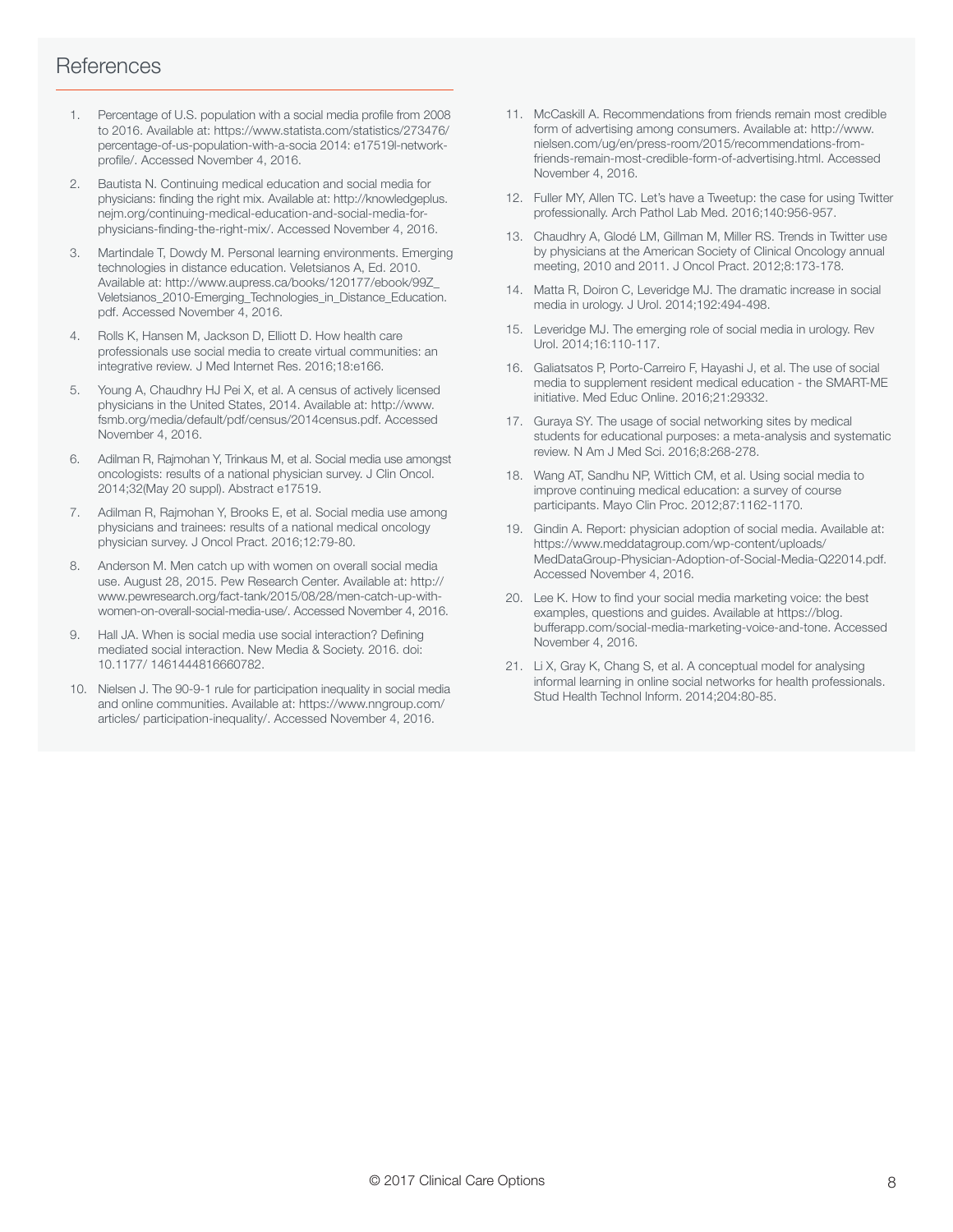## References

1. Percentage of U.S. population with a social media profile from 2008 to 2016. Available at: https://www.statista.com/statistics/273476/percentage-of-us-population-with-a-socia 2014: e17519l-network-profile/. Accessed November 4, 2016.
2. Bautista N. Continuing medical education and social media for physicians: finding the right mix. Available at: http://knowledgeplus.nejm.org/continuing-medical-education-and-social-media-for-physicians-finding-the-right-mix/. Accessed November 4, 2016.
3. Martindale T, Dowdy M. Personal learning environments. Emerging technologies in distance education. Veletsianos A, Ed. 2010. Available at: http://www.aupress.ca/books/120177/ebook/99Z_Veletsianos_2010-Emerging_Technologies_in_Distance_Education.pdf. Accessed November 4, 2016.
4. Rolls K, Hansen M, Jackson D, Elliott D. How health care professionals use social media to create virtual communities: an integrative review. J Med Internet Res. 2016;18:e166.
5. Young A, Chaudhry HJ Pei X, et al. A census of actively licensed physicians in the United States, 2014. Available at: http://www.fsmb.org/media/default/pdf/census/2014census.pdf. Accessed November 4, 2016.
6. Adilman R, Rajmohan Y, Trinkaus M, et al. Social media use amongst oncologists: results of a national physician survey. J Clin Oncol. 2014;32(May 20 suppl). Abstract e17519.
7. Adilman R, Rajmohan Y, Brooks E, et al. Social media use among physicians and trainees: results of a national medical oncology physician survey. J Oncol Pract. 2016;12:79-80.
8. Anderson M. Men catch up with women on overall social media use. August 28, 2015. Pew Research Center. Available at: http://www.pewresearch.org/fact-tank/2015/08/28/men-catch-up-with-women-on-overall-social-media-use/. Accessed November 4, 2016.
9. Hall JA. When is social media use social interaction? Defining mediated social interaction. New Media & Society. 2016. doi: 10.1177/ 1461444816660782.
10. Nielsen J. The 90-9-1 rule for participation inequality in social media and online communities. Available at: https://www.nngroup.com/articles/ participation-inequality/. Accessed November 4, 2016.
11. McCaskill A. Recommendations from friends remain most credible form of advertising among consumers. Available at: http://www.nielsen.com/ug/en/press-room/2015/recommendations-from-friends-remain-most-credible-form-of-advertising.html. Accessed November 4, 2016.
12. Fuller MY, Allen TC. Let's have a Tweetup: the case for using Twitter professionally. Arch Pathol Lab Med. 2016;140:956-957.
13. Chaudhry A, Glodé LM, Gillman M, Miller RS. Trends in Twitter use by physicians at the American Society of Clinical Oncology annual meeting, 2010 and 2011. J Oncol Pract. 2012;8:173-178.
14. Matta R, Doiron C, Leveridge MJ. The dramatic increase in social media in urology. J Urol. 2014;192:494-498.
15. Leveridge MJ. The emerging role of social media in urology. Rev Urol. 2014;16:110-117.
16. Galiatsatos P, Porto-Carreiro F, Hayashi J, et al. The use of social media to supplement resident medical education - the SMART-ME initiative. Med Educ Online. 2016;21:29332.
17. Guraya SY. The usage of social networking sites by medical students for educational purposes: a meta-analysis and systematic review. N Am J Med Sci. 2016;8:268-278.
18. Wang AT, Sandhu NP, Wittich CM, et al. Using social media to improve continuing medical education: a survey of course participants. Mayo Clin Proc. 2012;87:1162-1170.
19. Gindin A. Report: physician adoption of social media. Available at: https://www.meddatagroup.com/wp-content/uploads/MedDataGroup-Physician-Adoption-of-Social-Media-Q22014.pdf. Accessed November 4, 2016.
20. Lee K. How to find your social media marketing voice: the best examples, questions and guides. Available at https://blog.bufferapp.com/social-media-marketing-voice-and-tone. Accessed November 4, 2016.
21. Li X, Gray K, Chang S, et al. A conceptual model for analysing informal learning in online social networks for health professionals. Stud Health Technol Inform. 2014;204:80-85.

© 2017 Clinical Care Options